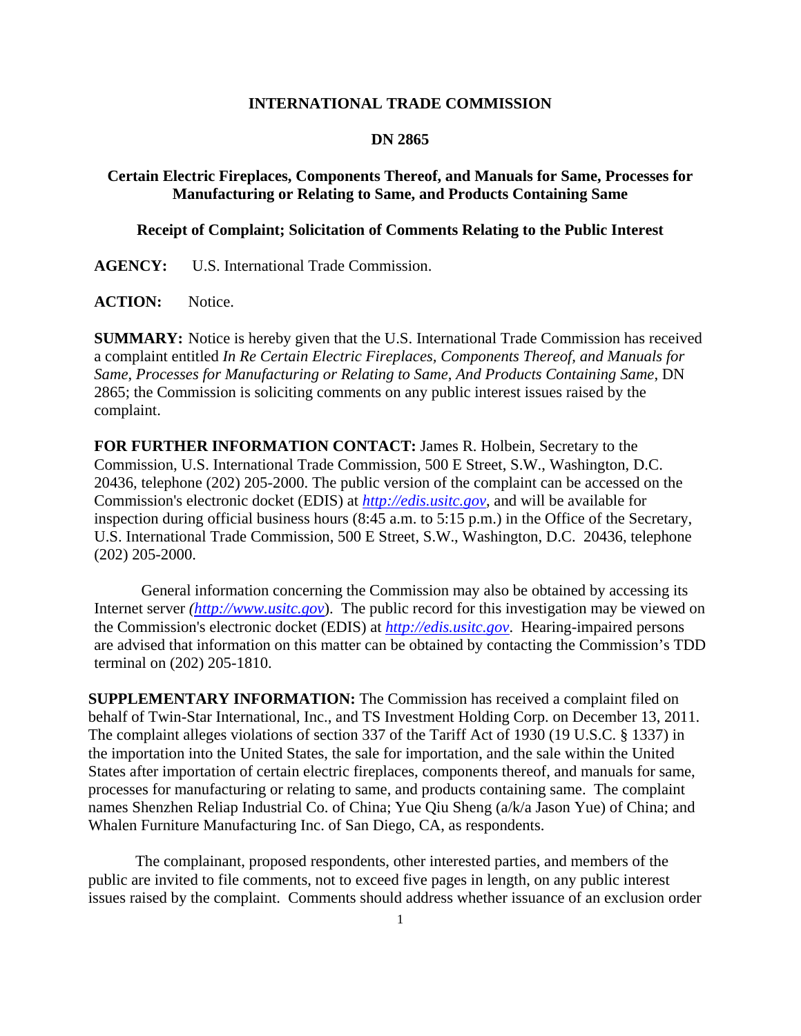**INTERNATIONAL TRADE COMMISSION**

**DN 2865**

**Certain Electric Fireplaces, Components Thereof, and Manuals for Same, Processes for Manufacturing or Relating to Same, and Products Containing Same**

**Receipt of Complaint; Solicitation of Comments Relating to the Public Interest**

**AGENCY:** U.S. International Trade Commission.

**ACTION:** Notice.

**SUMMARY:** Notice is hereby given that the U.S. International Trade Commission has received a complaint entitled *In Re Certain Electric Fireplaces, Components Thereof, and Manuals for Same, Processes for Manufacturing or Relating to Same, And Products Containing Same*, DN 2865; the Commission is soliciting comments on any public interest issues raised by the complaint.

**FOR FURTHER INFORMATION CONTACT:** James R. Holbein, Secretary to the Commission, U.S. International Trade Commission, 500 E Street, S.W., Washington, D.C. 20436, telephone (202) 205-2000. The public version of the complaint can be accessed on the Commission's electronic docket (EDIS) at *http://edis.usitc.gov*, and will be available for inspection during official business hours (8:45 a.m. to 5:15 p.m.) in the Office of the Secretary, U.S. International Trade Commission, 500 E Street, S.W., Washington, D.C. 20436, telephone (202) 205-2000.

General information concerning the Commission may also be obtained by accessing its Internet server *(http://www.usitc.gov)*. The public record for this investigation may be viewed on the Commission's electronic docket (EDIS) at *http://edis.usitc.gov*. Hearing-impaired persons are advised that information on this matter can be obtained by contacting the Commission's TDD terminal on (202) 205-1810.

**SUPPLEMENTARY INFORMATION:** The Commission has received a complaint filed on behalf of Twin-Star International, Inc., and TS Investment Holding Corp. on December 13, 2011. The complaint alleges violations of section 337 of the Tariff Act of 1930 (19 U.S.C. § 1337) in the importation into the United States, the sale for importation, and the sale within the United States after importation of certain electric fireplaces, components thereof, and manuals for same, processes for manufacturing or relating to same, and products containing same. The complaint names Shenzhen Reliap Industrial Co. of China; Yue Qiu Sheng (a/k/a Jason Yue) of China; and Whalen Furniture Manufacturing Inc. of San Diego, CA, as respondents.

The complainant, proposed respondents, other interested parties, and members of the public are invited to file comments, not to exceed five pages in length, on any public interest issues raised by the complaint. Comments should address whether issuance of an exclusion order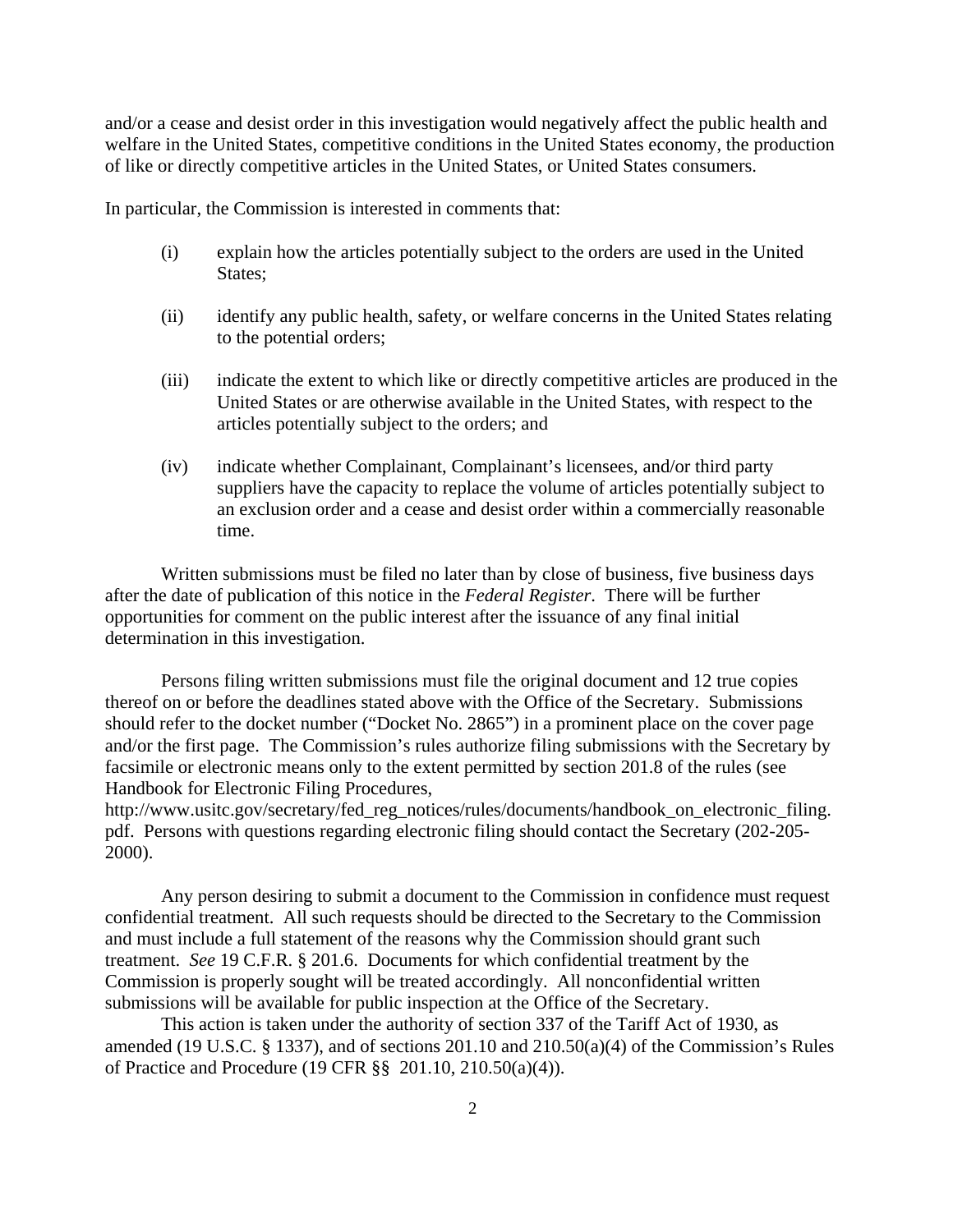and/or a cease and desist order in this investigation would negatively affect the public health and welfare in the United States, competitive conditions in the United States economy, the production of like or directly competitive articles in the United States, or United States consumers.

In particular, the Commission is interested in comments that:

(i) explain how the articles potentially subject to the orders are used in the United States;

(ii) identify any public health, safety, or welfare concerns in the United States relating to the potential orders;

(iii) indicate the extent to which like or directly competitive articles are produced in the United States or are otherwise available in the United States, with respect to the articles potentially subject to the orders; and

(iv) indicate whether Complainant, Complainant's licensees, and/or third party suppliers have the capacity to replace the volume of articles potentially subject to an exclusion order and a cease and desist order within a commercially reasonable time.

Written submissions must be filed no later than by close of business, five business days after the date of publication of this notice in the *Federal Register*. There will be further opportunities for comment on the public interest after the issuance of any final initial determination in this investigation.

Persons filing written submissions must file the original document and 12 true copies thereof on or before the deadlines stated above with the Office of the Secretary. Submissions should refer to the docket number ("Docket No. 2865") in a prominent place on the cover page and/or the first page. The Commission's rules authorize filing submissions with the Secretary by facsimile or electronic means only to the extent permitted by section 201.8 of the rules (see Handbook for Electronic Filing Procedures, http://www.usitc.gov/secretary/fed_reg_notices/rules/documents/handbook_on_electronic_filing.pdf. Persons with questions regarding electronic filing should contact the Secretary (202-205-2000).

Any person desiring to submit a document to the Commission in confidence must request confidential treatment. All such requests should be directed to the Secretary to the Commission and must include a full statement of the reasons why the Commission should grant such treatment. *See* 19 C.F.R. § 201.6. Documents for which confidential treatment by the Commission is properly sought will be treated accordingly. All nonconfidential written submissions will be available for public inspection at the Office of the Secretary.

This action is taken under the authority of section 337 of the Tariff Act of 1930, as amended (19 U.S.C. § 1337), and of sections 201.10 and 210.50(a)(4) of the Commission's Rules of Practice and Procedure (19 CFR §§ 201.10, 210.50(a)(4)).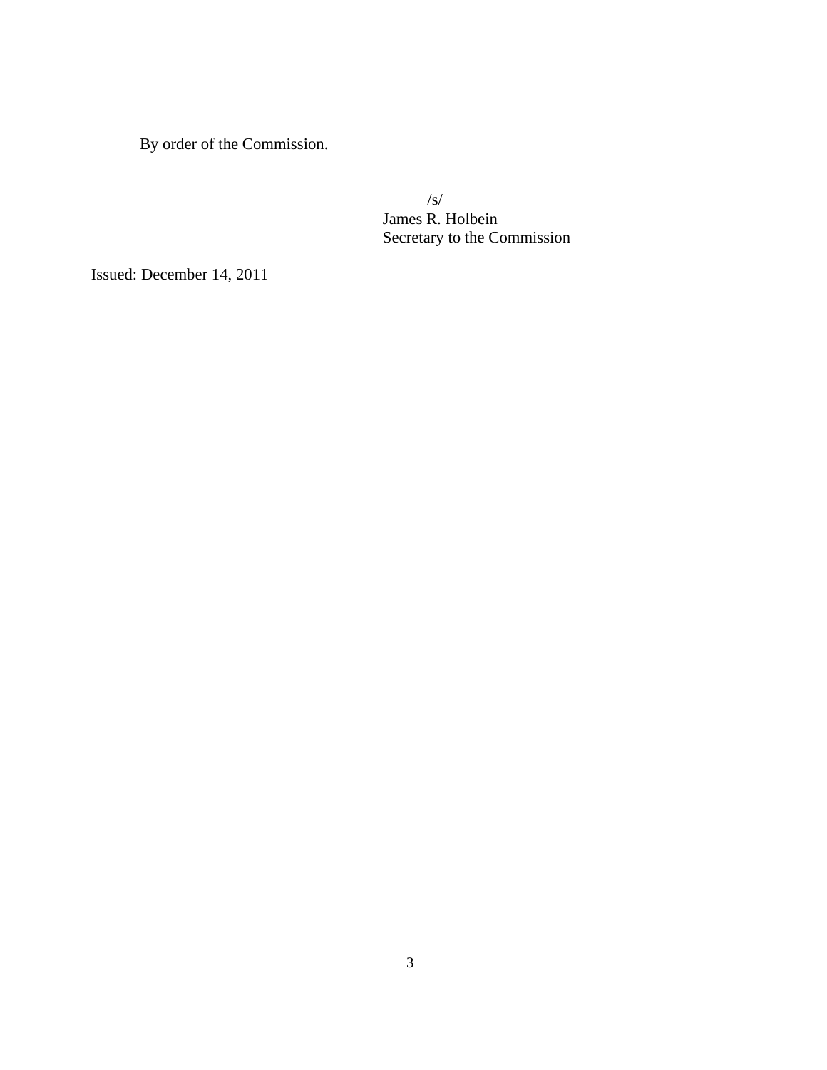By order of the Commission.

/s/
James R. Holbein
Secretary to the Commission

Issued: December 14, 2011